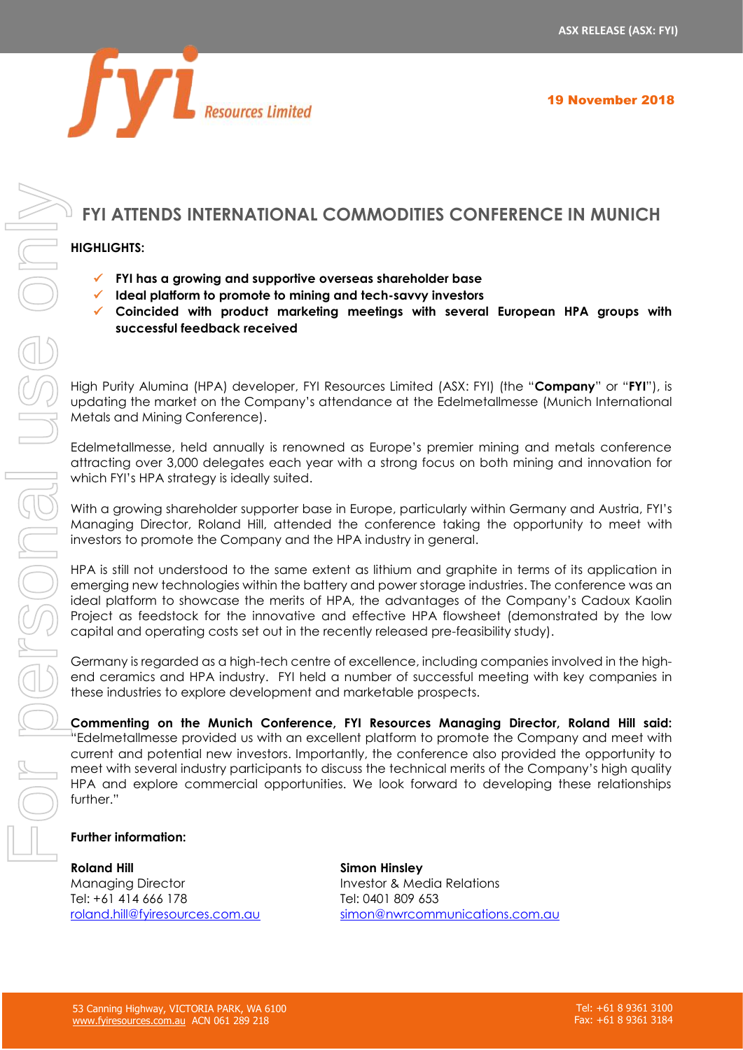ASX RELEASE (ASX: FYI)

fyi Resources Limited

**19 November 2018**

# FYI ATTENDS INTERNATIONAL COMMODITIES CONFERENCE IN MUNICH

**HIGHLIGHTS:**

- ✓ **FYI has a growing and supportive overseas shareholder base**
- ✓ **Ideal platform to promote to mining and tech-savvy investors**
- ✓ **Coincided with product marketing meetings with several European HPA groups with successful feedback received**

High Purity Alumina (HPA) developer, FYI Resources Limited (ASX: FYI) (the "**Company**" or "**FYI**"), is updating the market on the Company's attendance at the Edelmetallmesse (Munich International Metals and Mining Conference).

Edelmetallmesse, held annually is renowned as Europe's premier mining and metals conference attracting over 3,000 delegates each year with a strong focus on both mining and innovation for which FYI's HPA strategy is ideally suited.

With a growing shareholder supporter base in Europe, particularly within Germany and Austria, FYI's Managing Director, Roland Hill, attended the conference taking the opportunity to meet with investors to promote the Company and the HPA industry in general.

HPA is still not understood to the same extent as lithium and graphite in terms of its application in emerging new technologies within the battery and power storage industries. The conference was an ideal platform to showcase the merits of HPA, the advantages of the Company's Cadoux Kaolin Project as feedstock for the innovative and effective HPA flowsheet (demonstrated by the low capital and operating costs set out in the recently released pre-feasibility study).

Germany is regarded as a high-tech centre of excellence, including companies involved in the high-end ceramics and HPA industry. FYI held a number of successful meeting with key companies in these industries to explore development and marketable prospects.

**Commenting on the Munich Conference, FYI Resources Managing Director, Roland Hill said:** "Edelmetallmesse provided us with an excellent platform to promote the Company and meet with current and potential new investors. Importantly, the conference also provided the opportunity to meet with several industry participants to discuss the technical merits of the Company's high quality HPA and explore commercial opportunities. We look forward to developing these relationships further."

**Further information:**

**Roland Hill**
Managing Director
Tel: +61 414 666 178
roland.hill@fyiresources.com.au

**Simon Hinsley**
Investor & Media Relations
Tel: 0401 809 653
simon@nwrcommunications.com.au

53 Canning Highway, VICTORIA PARK, WA 6100
www.fyiresources.com.au ACN 061 289 218

Tel: +61 8 9361 3100
Fax: +61 8 9361 3184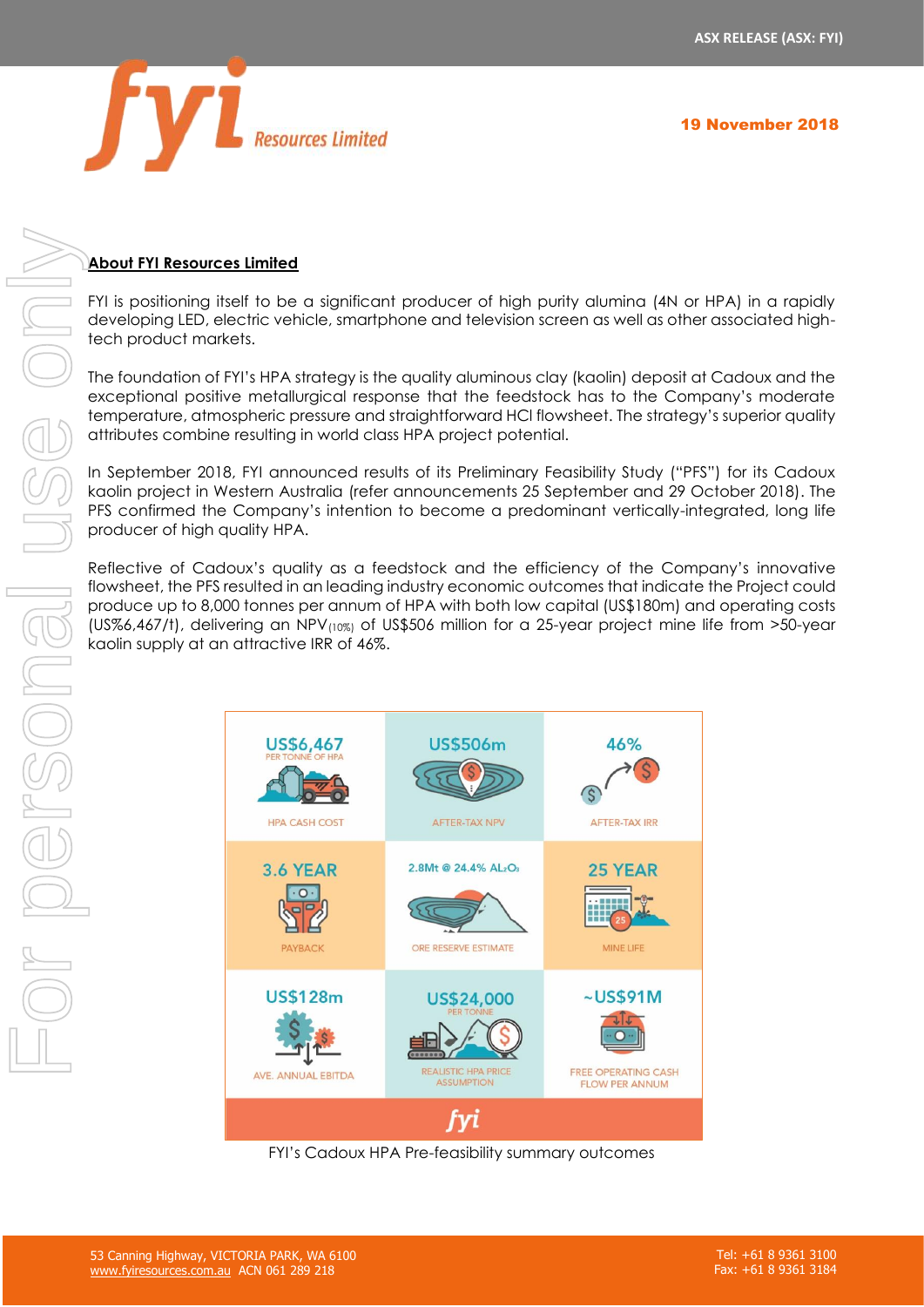## About FYI Resources Limited

FYI is positioning itself to be a significant producer of high purity alumina (4N or HPA) in a rapidly developing LED, electric vehicle, smartphone and television screen as well as other associated high-tech product markets.

The foundation of FYI's HPA strategy is the quality aluminous clay (kaolin) deposit at Cadoux and the exceptional positive metallurgical response that the feedstock has to the Company's moderate temperature, atmospheric pressure and straightforward HCl flowsheet. The strategy's superior quality attributes combine resulting in world class HPA project potential.

In September 2018, FYI announced results of its Preliminary Feasibility Study ("PFS") for its Cadoux kaolin project in Western Australia (refer announcements 25 September and 29 October 2018). The PFS confirmed the Company's intention to become a predominant vertically-integrated, long life producer of high quality HPA.

Reflective of Cadoux's quality as a feedstock and the efficiency of the Company's innovative flowsheet, the PFS resulted in an leading industry economic outcomes that indicate the Project could produce up to 8,000 tonnes per annum of HPA with both low capital (US$180m) and operating costs (US%6,467/t), delivering an $NPV_{(10\%)}$ of US$506 million for a 25-year project mine life from >50-year kaolin supply at an attractive IRR of 46%.

| US$6,467 PER TONNE OF HPA | US$506m | 46% |
|---|---|---|
| HPA CASH COST | AFTER-TAX NPV | AFTER-TAX IRR |
| 3.6 YEAR | 2.8Mt @ 24.4% $Al_2O_3$ | 25 YEAR |
| PAYBACK | ORE RESERVE ESTIMATE | MINE LIFE |
| US$128m | US$24,000 PER TONNE | ~US$91M |
| AVE. ANNUAL EBITDA | REALISTIC HPA PRICE ASSUMPTION | FREE OPERATING CASH FLOW PER ANNUM |

FYI's Cadoux HPA Pre-feasibility summary outcomes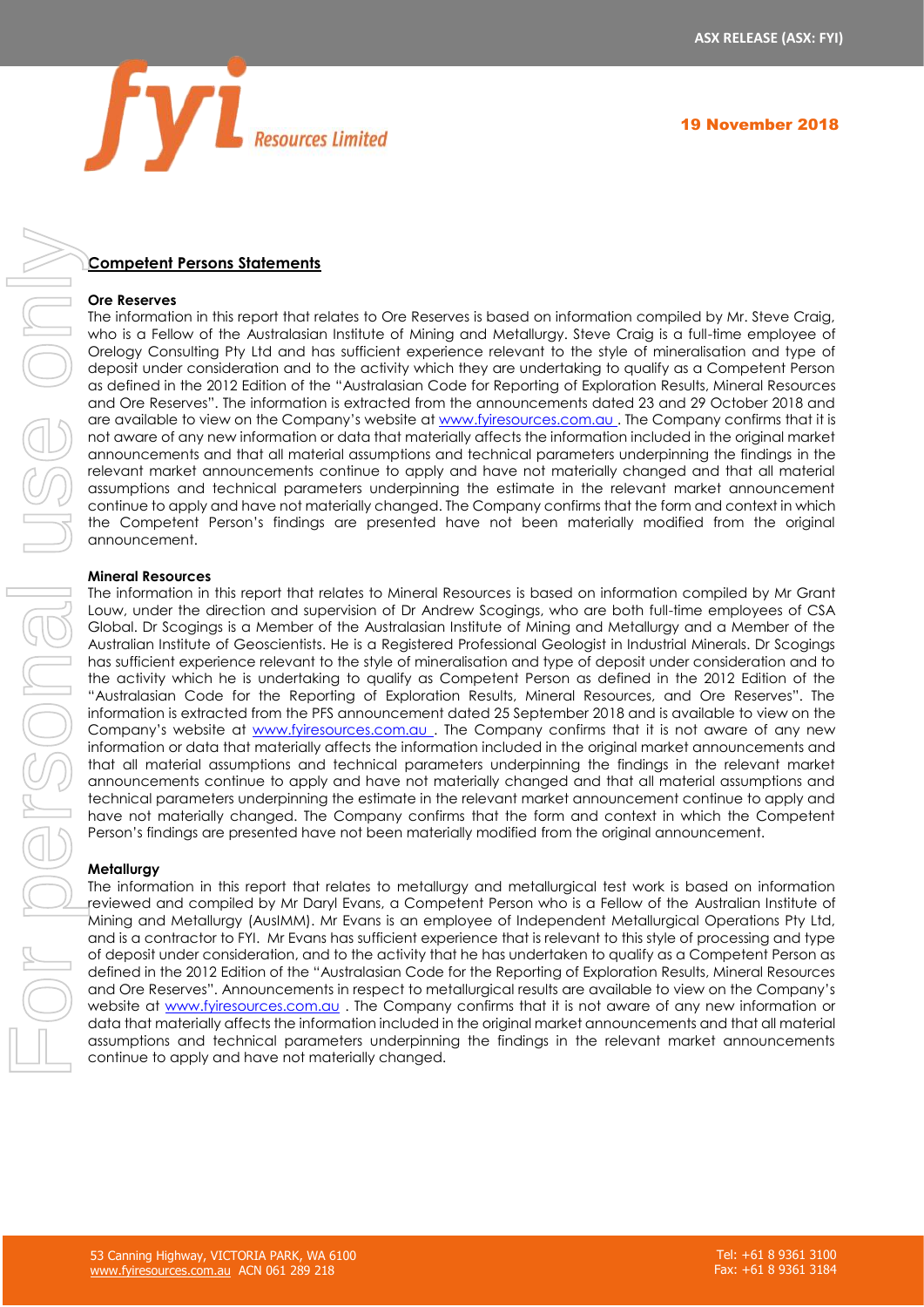## Competent Persons Statements

### Ore Reserves

The information in this report that relates to Ore Reserves is based on information compiled by Mr. Steve Craig, who is a Fellow of the Australasian Institute of Mining and Metallurgy. Steve Craig is a full-time employee of Orelogy Consulting Pty Ltd and has sufficient experience relevant to the style of mineralisation and type of deposit under consideration and to the activity which they are undertaking to qualify as a Competent Person as defined in the 2012 Edition of the "Australasian Code for Reporting of Exploration Results, Mineral Resources and Ore Reserves". The information is extracted from the announcements dated 23 and 29 October 2018 and are available to view on the Company's website at www.fyiresources.com.au . The Company confirms that it is not aware of any new information or data that materially affects the information included in the original market announcements and that all material assumptions and technical parameters underpinning the findings in the relevant market announcements continue to apply and have not materially changed and that all material assumptions and technical parameters underpinning the estimate in the relevant market announcement continue to apply and have not materially changed. The Company confirms that the form and context in which the Competent Person's findings are presented have not been materially modified from the original announcement.

### Mineral Resources

The information in this report that relates to Mineral Resources is based on information compiled by Mr Grant Louw, under the direction and supervision of Dr Andrew Scogings, who are both full-time employees of CSA Global. Dr Scogings is a Member of the Australasian Institute of Mining and Metallurgy and a Member of the Australian Institute of Geoscientists. He is a Registered Professional Geologist in Industrial Minerals. Dr Scogings has sufficient experience relevant to the style of mineralisation and type of deposit under consideration and to the activity which he is undertaking to qualify as Competent Person as defined in the 2012 Edition of the "Australasian Code for the Reporting of Exploration Results, Mineral Resources, and Ore Reserves". The information is extracted from the PFS announcement dated 25 September 2018 and is available to view on the Company's website at www.fyiresources.com.au . The Company confirms that it is not aware of any new information or data that materially affects the information included in the original market announcements and that all material assumptions and technical parameters underpinning the findings in the relevant market announcements continue to apply and have not materially changed and that all material assumptions and technical parameters underpinning the estimate in the relevant market announcement continue to apply and have not materially changed. The Company confirms that the form and context in which the Competent Person's findings are presented have not been materially modified from the original announcement.

### Metallurgy

The information in this report that relates to metallurgy and metallurgical test work is based on information reviewed and compiled by Mr Daryl Evans, a Competent Person who is a Fellow of the Australian Institute of Mining and Metallurgy (AusIMM). Mr Evans is an employee of Independent Metallurgical Operations Pty Ltd, and is a contractor to FYI. Mr Evans has sufficient experience that is relevant to this style of processing and type of deposit under consideration, and to the activity that he has undertaken to qualify as a Competent Person as defined in the 2012 Edition of the "Australasian Code for the Reporting of Exploration Results, Mineral Resources and Ore Reserves". Announcements in respect to metallurgical results are available to view on the Company's website at www.fyiresources.com.au . The Company confirms that it is not aware of any new information or data that materially affects the information included in the original market announcements and that all material assumptions and technical parameters underpinning the findings in the relevant market announcements continue to apply and have not materially changed.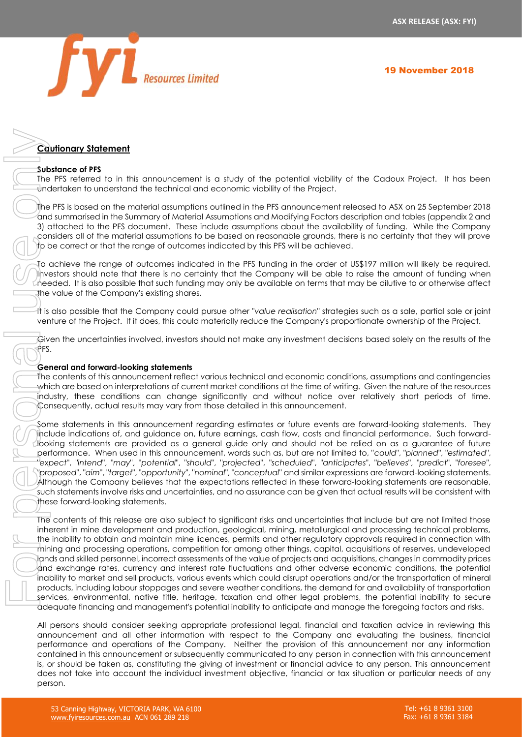## Cautionary Statement

**Substance of PFS**

The PFS referred to in this announcement is a study of the potential viability of the Cadoux Project. It has been undertaken to understand the technical and economic viability of the Project.

The PFS is based on the material assumptions outlined in the PFS announcement released to ASX on 25 September 2018 and summarised in the Summary of Material Assumptions and Modifying Factors description and tables (appendix 2 and 3) attached to the PFS document. These include assumptions about the availability of funding. While the Company considers all of the material assumptions to be based on reasonable grounds, there is no certainty that they will prove to be correct or that the range of outcomes indicated by this PFS will be achieved.

To achieve the range of outcomes indicated in the PFS funding in the order of US$197 million will likely be required. Investors should note that there is no certainty that the Company will be able to raise the amount of funding when needed. It is also possible that such funding may only be available on terms that may be dilutive to or otherwise affect the value of the Company's existing shares.

It is also possible that the Company could pursue other "*value realisation*" strategies such as a sale, partial sale or joint venture of the Project. If it does, this could materially reduce the Company's proportionate ownership of the Project.

Given the uncertainties involved, investors should not make any investment decisions based solely on the results of the PFS.

**General and forward-looking statements**

The contents of this announcement reflect various technical and economic conditions, assumptions and contingencies which are based on interpretations of current market conditions at the time of writing. Given the nature of the resources industry, these conditions can change significantly and without notice over relatively short periods of time. Consequently, actual results may vary from those detailed in this announcement.

Some statements in this announcement regarding estimates or future events are forward-looking statements. They include indications of, and guidance on, future earnings, cash flow, costs and financial performance. Such forward-looking statements are provided as a general guide only and should not be relied on as a guarantee of future performance. When used in this announcement, words such as, but are not limited to, "*could*", "*planned*", "*estimated*", "*expect*", "*intend*", "*may*", "*potential*", "*should*", "*projected*", "*scheduled*", "*anticipates*", "*believes*", "*predict*", "*foresee*", "*proposed*", "*aim*", "*target*", "*opportunity*", "*nominal*", "*conceptual*" and similar expressions are forward-looking statements. Although the Company believes that the expectations reflected in these forward-looking statements are reasonable, such statements involve risks and uncertainties, and no assurance can be given that actual results will be consistent with these forward-looking statements.

The contents of this release are also subject to significant risks and uncertainties that include but are not limited those inherent in mine development and production, geological, mining, metallurgical and processing technical problems, the inability to obtain and maintain mine licences, permits and other regulatory approvals required in connection with mining and processing operations, competition for among other things, capital, acquisitions of reserves, undeveloped lands and skilled personnel, incorrect assessments of the value of projects and acquisitions, changes in commodity prices and exchange rates, currency and interest rate fluctuations and other adverse economic conditions, the potential inability to market and sell products, various events which could disrupt operations and/or the transportation of mineral products, including labour stoppages and severe weather conditions, the demand for and availability of transportation services, environmental, native title, heritage, taxation and other legal problems, the potential inability to secure adequate financing and management's potential inability to anticipate and manage the foregoing factors and risks.

All persons should consider seeking appropriate professional legal, financial and taxation advice in reviewing this announcement and all other information with respect to the Company and evaluating the business, financial performance and operations of the Company. Neither the provision of this announcement nor any information contained in this announcement or subsequently communicated to any person in connection with this announcement is, or should be taken as, constituting the giving of investment or financial advice to any person. This announcement does not take into account the individual investment objective, financial or tax situation or particular needs of any person.